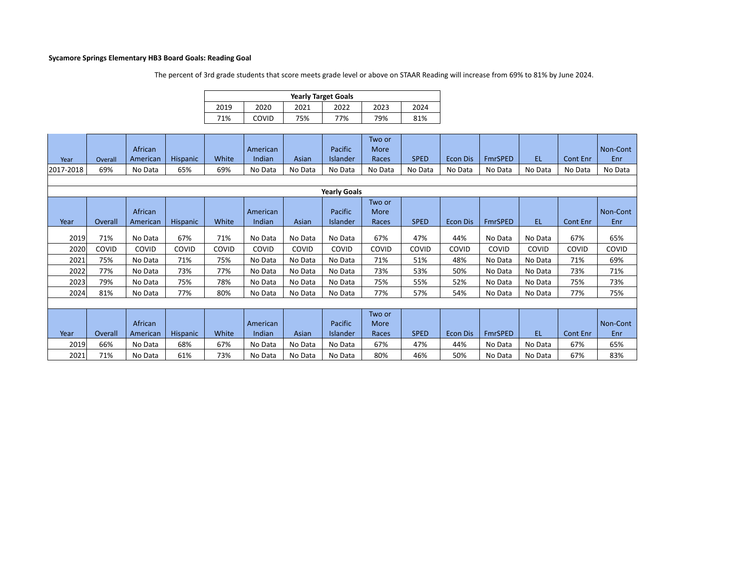**Sycamore Springs Elementary HB3 Board Goals: Reading Goal**

The percent of 3rd grade students that score meets grade level or above on STAAR Reading will increase from 69% to 81% by June 2024.

| Yearly Target Goals | | | | | |
|---|---|---|---|---|---|
| 2019 | 2020 | 2021 | 2022 | 2023 | 2024 |
| 71% | COVID | 75% | 77% | 79% | 81% |

| Year | Overall | African American | Hispanic | White | American Indian | Asian | Pacific Islander | Two or More Races | SPED | Econ Dis | FmrSPED | EL | Cont Enr | Non-Cont Enr |
|---|---|---|---|---|---|---|---|---|---|---|---|---|---|---|
| 2017-2018 | 69% | No Data | 65% | 69% | No Data | No Data | No Data | No Data | No Data | No Data | No Data | No Data | No Data | No Data |

**Yearly Goals**

| Year | Overall | African American | Hispanic | White | American Indian | Asian | Pacific Islander | Two or More Races | SPED | Econ Dis | FmrSPED | EL | Cont Enr | Non-Cont Enr |
|---|---|---|---|---|---|---|---|---|---|---|---|---|---|---|
| 2019 | 71% | No Data | 67% | 71% | No Data | No Data | No Data | 67% | 47% | 44% | No Data | No Data | 67% | 65% |
| 2020 | COVID | COVID | COVID | COVID | COVID | COVID | COVID | COVID | COVID | COVID | COVID | COVID | COVID | COVID |
| 2021 | 75% | No Data | 71% | 75% | No Data | No Data | No Data | 71% | 51% | 48% | No Data | No Data | 71% | 69% |
| 2022 | 77% | No Data | 73% | 77% | No Data | No Data | No Data | 73% | 53% | 50% | No Data | No Data | 73% | 71% |
| 2023 | 79% | No Data | 75% | 78% | No Data | No Data | No Data | 75% | 55% | 52% | No Data | No Data | 75% | 73% |
| 2024 | 81% | No Data | 77% | 80% | No Data | No Data | No Data | 77% | 57% | 54% | No Data | No Data | 77% | 75% |

| Year | Overall | African American | Hispanic | White | American Indian | Asian | Pacific Islander | Two or More Races | SPED | Econ Dis | FmrSPED | EL | Cont Enr | Non-Cont Enr |
|---|---|---|---|---|---|---|---|---|---|---|---|---|---|---|
| 2019 | 66% | No Data | 68% | 67% | No Data | No Data | No Data | 67% | 47% | 44% | No Data | No Data | 67% | 65% |
| 2021 | 71% | No Data | 61% | 73% | No Data | No Data | No Data | 80% | 46% | 50% | No Data | No Data | 67% | 83% |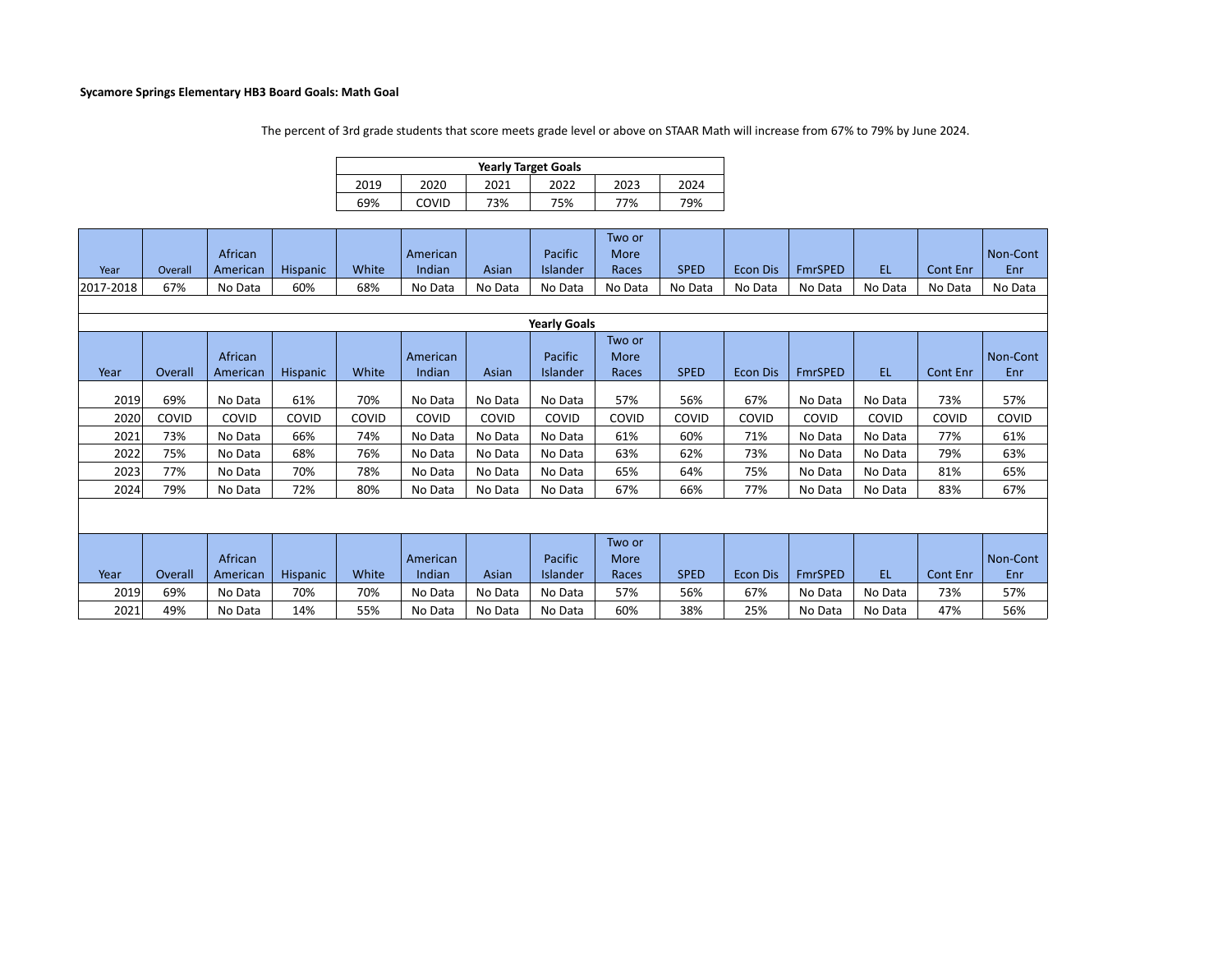**Sycamore Springs Elementary HB3 Board Goals: Math Goal**

The percent of 3rd grade students that score meets grade level or above on STAAR Math will increase from 67% to 79% by June 2024.

| Yearly Target Goals | | | | | |
|---|---|---|---|---|---|
| 2019 | 2020 | 2021 | 2022 | 2023 | 2024 |
| 69% | COVID | 73% | 75% | 77% | 79% |

| Year | Overall | African American | Hispanic | White | American Indian | Asian | Pacific Islander | Two or More Races | SPED | Econ Dis | FmrSPED | EL | Cont Enr | Non-Cont Enr |
|---|---|---|---|---|---|---|---|---|---|---|---|---|---|---|
| 2017-2018 | 67% | No Data | 60% | 68% | No Data | No Data | No Data | No Data | No Data | No Data | No Data | No Data | No Data | No Data |

**Yearly Goals**

| Year | Overall | African American | Hispanic | White | American Indian | Asian | Pacific Islander | Two or More Races | SPED | Econ Dis | FmrSPED | EL | Cont Enr | Non-Cont Enr |
|---|---|---|---|---|---|---|---|---|---|---|---|---|---|---|
| 2019 | 69% | No Data | 61% | 70% | No Data | No Data | No Data | 57% | 56% | 67% | No Data | No Data | 73% | 57% |
| 2020 | COVID | COVID | COVID | COVID | COVID | COVID | COVID | COVID | COVID | COVID | COVID | COVID | COVID | COVID |
| 2021 | 73% | No Data | 66% | 74% | No Data | No Data | No Data | 61% | 60% | 71% | No Data | No Data | 77% | 61% |
| 2022 | 75% | No Data | 68% | 76% | No Data | No Data | No Data | 63% | 62% | 73% | No Data | No Data | 79% | 63% |
| 2023 | 77% | No Data | 70% | 78% | No Data | No Data | No Data | 65% | 64% | 75% | No Data | No Data | 81% | 65% |
| 2024 | 79% | No Data | 72% | 80% | No Data | No Data | No Data | 67% | 66% | 77% | No Data | No Data | 83% | 67% |

| Year | Overall | African American | Hispanic | White | American Indian | Asian | Pacific Islander | Two or More Races | SPED | Econ Dis | FmrSPED | EL | Cont Enr | Non-Cont Enr |
|---|---|---|---|---|---|---|---|---|---|---|---|---|---|---|
| 2019 | 69% | No Data | 70% | 70% | No Data | No Data | No Data | 57% | 56% | 67% | No Data | No Data | 73% | 57% |
| 2021 | 49% | No Data | 14% | 55% | No Data | No Data | No Data | 60% | 38% | 25% | No Data | No Data | 47% | 56% |